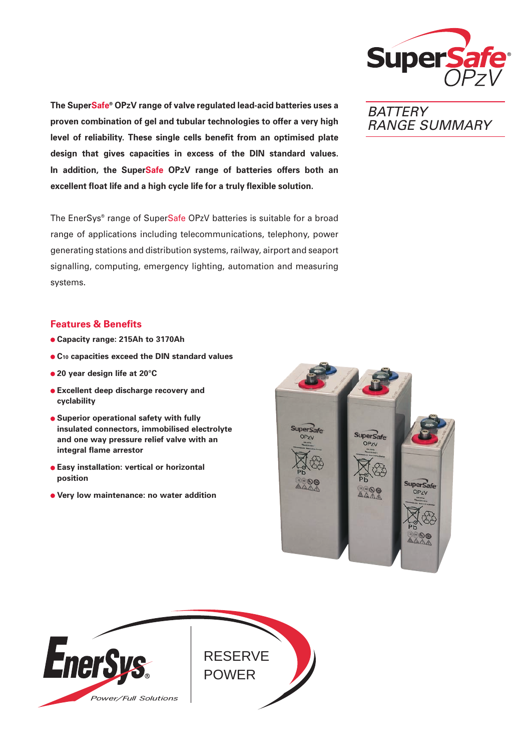# SuperSafe® OPzV

## BATTERY RANGE SUMMARY

**The SuperSafe® OPzV range of valve regulated lead-acid batteries uses a proven combination of gel and tubular technologies to offer a very high level of reliability. These single cells benefit from an optimised plate design that gives capacities in excess of the DIN standard values. In addition, the SuperSafe OPzV range of batteries offers both an excellent float life and a high cycle life for a truly flexible solution.**

The EnerSys® range of SuperSafe OPzV batteries is suitable for a broad range of applications including telecommunications, telephony, power generating stations and distribution systems, railway, airport and seaport signalling, computing, emergency lighting, automation and measuring systems.

## Features & Benefits

- **Capacity range: 215Ah to 3170Ah**
- **$C_{10}$ capacities exceed the DIN standard values**
- **20 year design life at 20°C**
- **Excellent deep discharge recovery and cyclability**
- **Superior operational safety with fully insulated connectors, immobilised electrolyte and one way pressure relief valve with an integral flame arrestor**
- **Easy installation: vertical or horizontal position**
- **Very low maintenance: no water addition**

EnerSys®
Power/Full Solutions

RESERVE POWER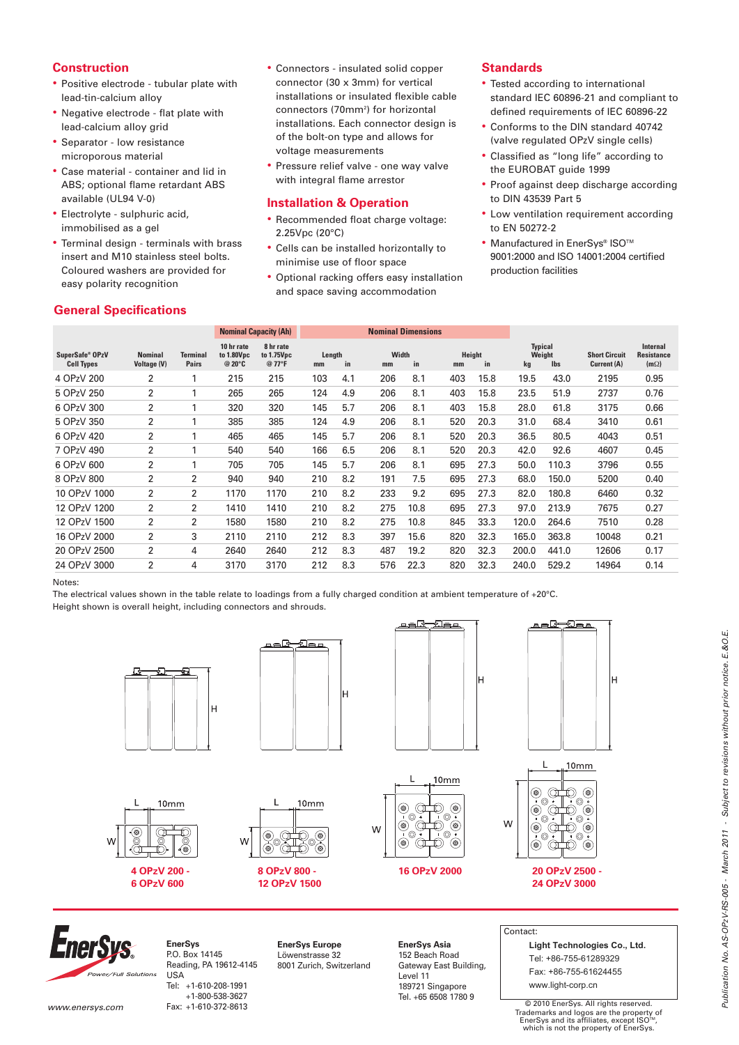## Construction

- Positive electrode - tubular plate with lead-tin-calcium alloy
- Negative electrode - flat plate with lead-calcium alloy grid
- Separator - low resistance microporous material
- Case material - container and lid in ABS; optional flame retardant ABS available (UL94 V-0)
- Electrolyte - sulphuric acid, immobilised as a gel
- Terminal design - terminals with brass insert and M10 stainless steel bolts. Coloured washers are provided for easy polarity recognition
- Connectors - insulated solid copper connector (30 x 3mm) for vertical installations or insulated flexible cable connectors (70mm²) for horizontal installations. Each connector design is of the bolt-on type and allows for voltage measurements
- Pressure relief valve - one way valve with integral flame arrestor

## Installation & Operation

- Recommended float charge voltage: 2.25Vpc (20°C)
- Cells can be installed horizontally to minimise use of floor space
- Optional racking offers easy installation and space saving accommodation

## Standards

- Tested according to international standard IEC 60896-21 and compliant to defined requirements of IEC 60896-22
- Conforms to the DIN standard 40742 (valve regulated OPzV single cells)
- Classified as "long life" according to the EUROBAT guide 1999
- Proof against deep discharge according to DIN 43539 Part 5
- Low ventilation requirement according to EN 50272-2
- Manufactured in EnerSys® ISO™ 9001:2000 and ISO 14001:2004 certified production facilities

## General Specifications

| SuperSafe® OPzV Cell Types | Nominal Voltage (V) | Terminal Pairs | Nominal Capacity (Ah) 10 hr rate to 1.80Vpc @ 20°C | 8 hr rate to 1.75Vpc @ 77°F | Nominal Dimensions Length mm | Length in | Width mm | Width in | Height mm | Height in | Typical Weight kg | Typical Weight lbs | Short Circuit Current (A) | Internal Resistance (mΩ) |
|---|---|---|---|---|---|---|---|---|---|---|---|---|---|---|
| 4 OPzV 200 | 2 | 1 | 215 | 215 | 103 | 4.1 | 206 | 8.1 | 403 | 15.8 | 19.5 | 43.0 | 2195 | 0.95 |
| 5 OPzV 250 | 2 | 1 | 265 | 265 | 124 | 4.9 | 206 | 8.1 | 403 | 15.8 | 23.5 | 51.9 | 2737 | 0.76 |
| 6 OPzV 300 | 2 | 1 | 320 | 320 | 145 | 5.7 | 206 | 8.1 | 403 | 15.8 | 28.0 | 61.8 | 3175 | 0.66 |
| 5 OPzV 350 | 2 | 1 | 385 | 385 | 124 | 4.9 | 206 | 8.1 | 520 | 20.3 | 31.0 | 68.4 | 3410 | 0.61 |
| 6 OPzV 420 | 2 | 1 | 465 | 465 | 145 | 5.7 | 206 | 8.1 | 520 | 20.3 | 36.5 | 80.5 | 4043 | 0.51 |
| 7 OPzV 490 | 2 | 1 | 540 | 540 | 166 | 6.5 | 206 | 8.1 | 520 | 20.3 | 42.0 | 92.6 | 4607 | 0.45 |
| 6 OPzV 600 | 2 | 1 | 705 | 705 | 145 | 5.7 | 206 | 8.1 | 695 | 27.3 | 50.0 | 110.3 | 3796 | 0.55 |
| 8 OPzV 800 | 2 | 2 | 940 | 940 | 210 | 8.2 | 191 | 7.5 | 695 | 27.3 | 68.0 | 150.0 | 5200 | 0.40 |
| 10 OPzV 1000 | 2 | 2 | 1170 | 1170 | 210 | 8.2 | 233 | 9.2 | 695 | 27.3 | 82.0 | 180.8 | 6460 | 0.32 |
| 12 OPzV 1200 | 2 | 2 | 1410 | 1410 | 210 | 8.2 | 275 | 10.8 | 695 | 27.3 | 97.0 | 213.9 | 7675 | 0.27 |
| 12 OPzV 1500 | 2 | 2 | 1580 | 1580 | 210 | 8.2 | 275 | 10.8 | 845 | 33.3 | 120.0 | 264.6 | 7510 | 0.28 |
| 16 OPzV 2000 | 2 | 3 | 2110 | 2110 | 212 | 8.3 | 397 | 15.6 | 820 | 32.3 | 165.0 | 363.8 | 10048 | 0.21 |
| 20 OPzV 2500 | 2 | 4 | 2640 | 2640 | 212 | 8.3 | 487 | 19.2 | 820 | 32.3 | 200.0 | 441.0 | 12606 | 0.17 |
| 24 OPzV 3000 | 2 | 4 | 3170 | 3170 | 212 | 8.3 | 576 | 22.3 | 820 | 32.3 | 240.0 | 529.2 | 14964 | 0.14 |

Notes:
The electrical values shown in the table relate to loadings from a fully charged condition at ambient temperature of +20°C.
Height shown is overall height, including connectors and shrouds.

H
L 10mm
W

**4 OPzV 200 - 6 OPzV 600**

**8 OPzV 800 - 12 OPzV 1500**

**16 OPzV 2000**

**20 OPzV 2500 - 24 OPzV 3000**

EnerSys
Power/Full Solutions

www.enersys.com

**EnerSys**
P.O. Box 14145
Reading, PA 19612-4145
USA
Tel: +1-610-208-1991
+1-800-538-3627
Fax: +1-610-372-8613

**EnerSys Europe**
Löwenstrasse 32
8001 Zurich, Switzerland

**EnerSys Asia**
152 Beach Road
Gateway East Building, Level 11
189721 Singapore
Tel. +65 6508 1780 9

Contact:
**Light Technologies Co., Ltd.**
Tel: +86-755-61289329
Fax: +86-755-61624455
www.light-corp.cn

© 2010 EnerSys. All rights reserved. Trademarks and logos are the property of EnerSys and its affiliates, except ISO™, which is not the property of EnerSys.

Publication No. AS-OPzV-RS-005 - March 2011 - Subject to revisions without prior notice. E.&O.E.